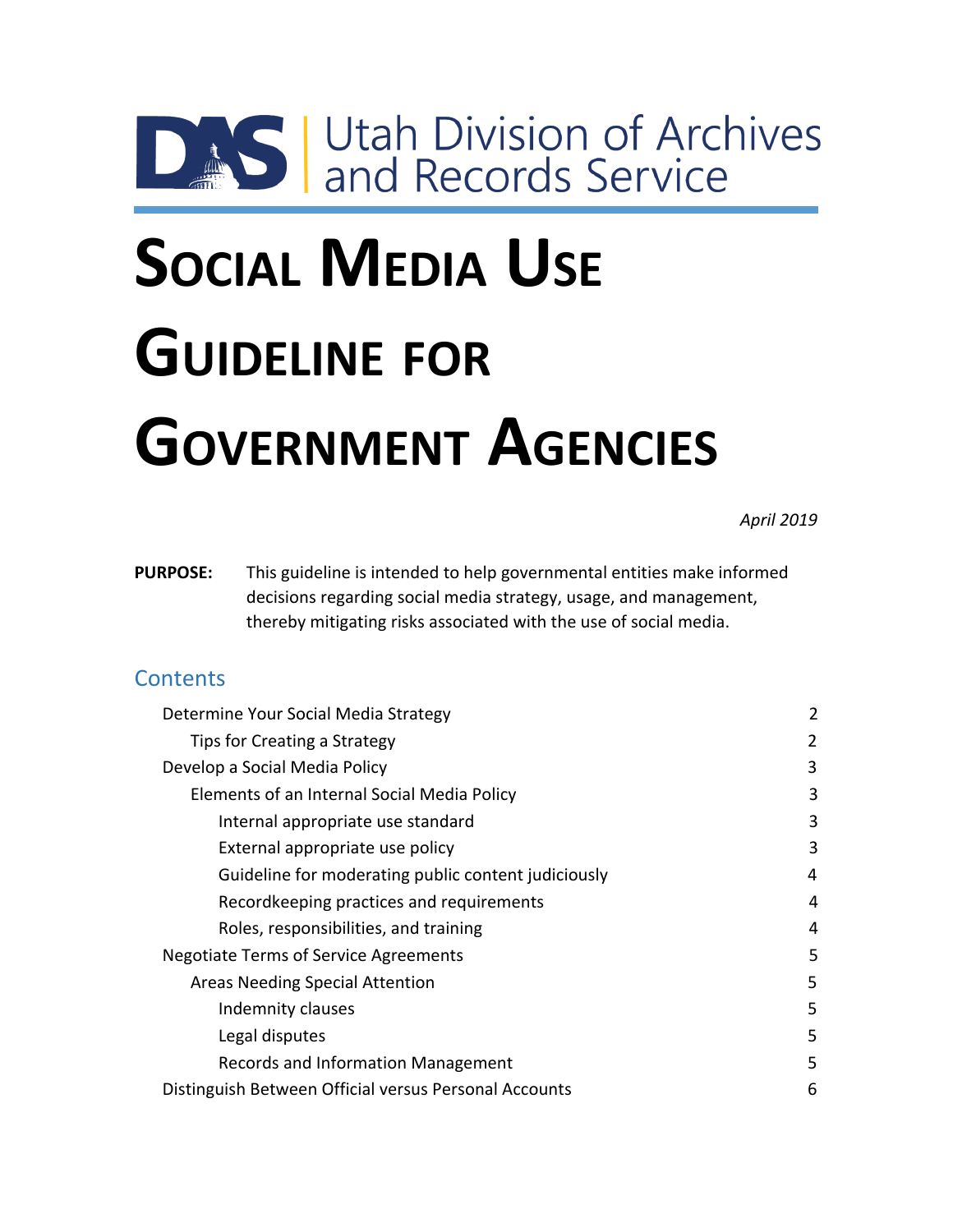Utah Division of Archives and Records Service

# Social Media Use Guideline for Government Agencies

*April 2019*

**PURPOSE:** This guideline is intended to help governmental entities make informed decisions regarding social media strategy, usage, and management, thereby mitigating risks associated with the use of social media.

## Contents

- Determine Your Social Media Strategy — 2
  - Tips for Creating a Strategy — 2
- Develop a Social Media Policy — 3
  - Elements of an Internal Social Media Policy — 3
    - Internal appropriate use standard — 3
    - External appropriate use policy — 3
    - Guideline for moderating public content judiciously — 4
    - Recordkeeping practices and requirements — 4
    - Roles, responsibilities, and training — 4
- Negotiate Terms of Service Agreements — 5
  - Areas Needing Special Attention — 5
    - Indemnity clauses — 5
    - Legal disputes — 5
    - Records and Information Management — 5
- Distinguish Between Official versus Personal Accounts — 6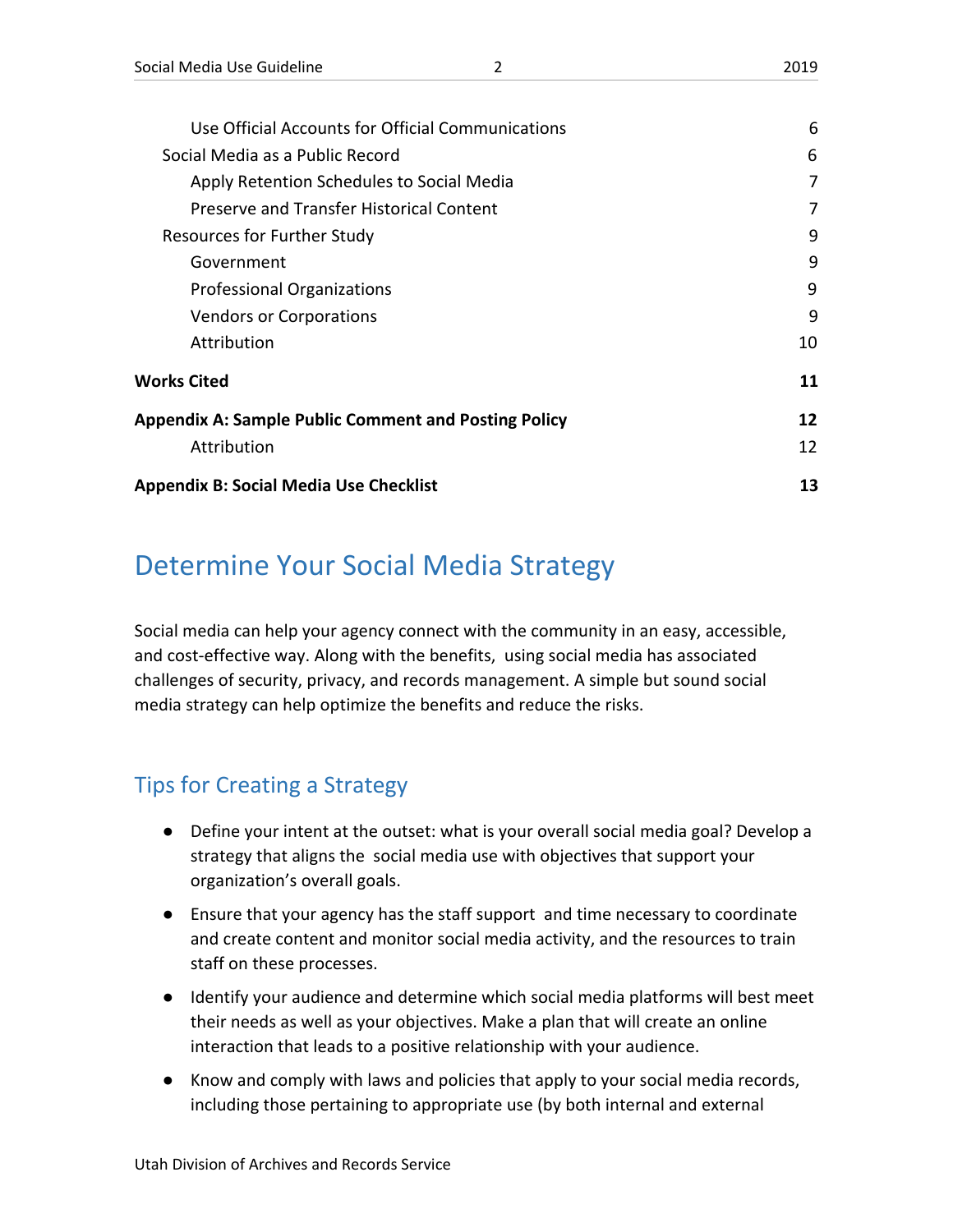Use Official Accounts for Official Communications 6
Social Media as a Public Record 6
Apply Retention Schedules to Social Media 7
Preserve and Transfer Historical Content 7
Resources for Further Study 9
Government 9
Professional Organizations 9
Vendors or Corporations 9
Attribution 10

**Works Cited** **11**

**Appendix A: Sample Public Comment and Posting Policy** **12**
Attribution 12

**Appendix B: Social Media Use Checklist** **13**

# Determine Your Social Media Strategy

Social media can help your agency connect with the community in an easy, accessible, and cost-effective way. Along with the benefits, using social media has associated challenges of security, privacy, and records management. A simple but sound social media strategy can help optimize the benefits and reduce the risks.

## Tips for Creating a Strategy

- Define your intent at the outset: what is your overall social media goal? Develop a strategy that aligns the social media use with objectives that support your organization's overall goals.
- Ensure that your agency has the staff support and time necessary to coordinate and create content and monitor social media activity, and the resources to train staff on these processes.
- Identify your audience and determine which social media platforms will best meet their needs as well as your objectives. Make a plan that will create an online interaction that leads to a positive relationship with your audience.
- Know and comply with laws and policies that apply to your social media records, including those pertaining to appropriate use (by both internal and external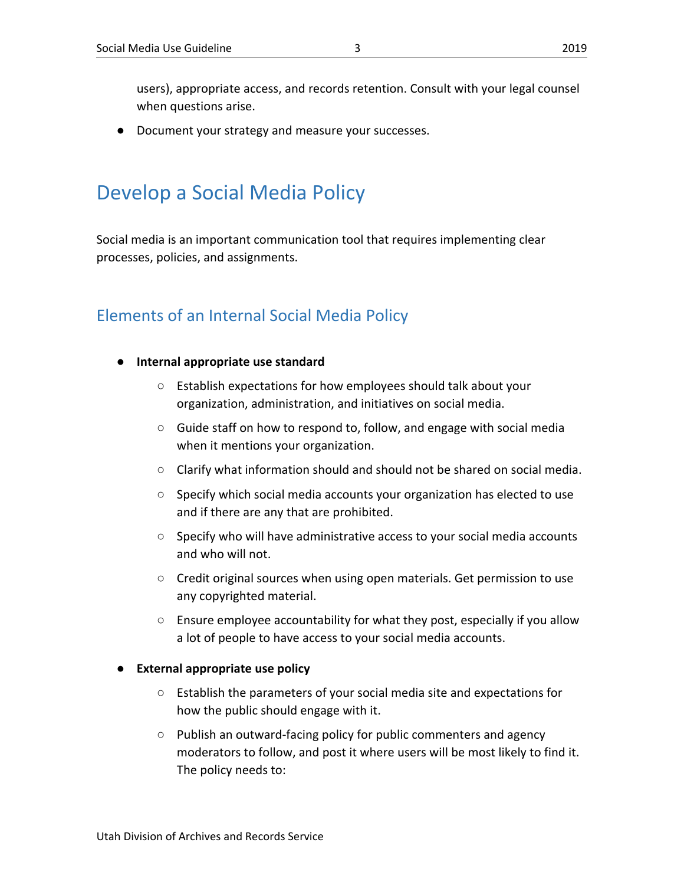users), appropriate access, and records retention. Consult with your legal counsel when questions arise.

- Document your strategy and measure your successes.

# Develop a Social Media Policy

Social media is an important communication tool that requires implementing clear processes, policies, and assignments.

## Elements of an Internal Social Media Policy

- **Internal appropriate use standard**
  - Establish expectations for how employees should talk about your organization, administration, and initiatives on social media.
  - Guide staff on how to respond to, follow, and engage with social media when it mentions your organization.
  - Clarify what information should and should not be shared on social media.
  - Specify which social media accounts your organization has elected to use and if there are any that are prohibited.
  - Specify who will have administrative access to your social media accounts and who will not.
  - Credit original sources when using open materials. Get permission to use any copyrighted material.
  - Ensure employee accountability for what they post, especially if you allow a lot of people to have access to your social media accounts.
- **External appropriate use policy**
  - Establish the parameters of your social media site and expectations for how the public should engage with it.
  - Publish an outward-facing policy for public commenters and agency moderators to follow, and post it where users will be most likely to find it. The policy needs to: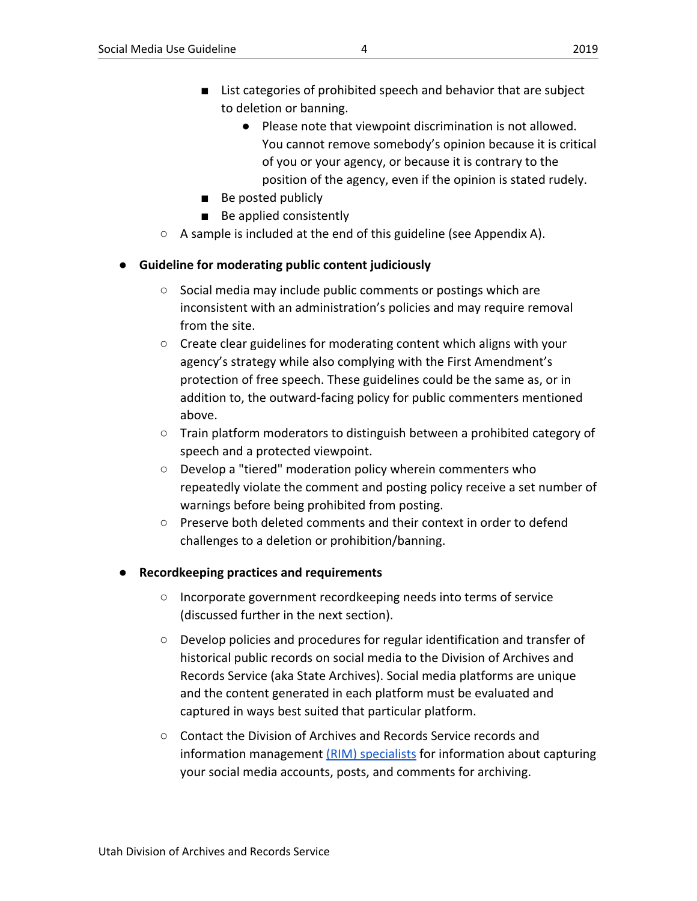- List categories of prohibited speech and behavior that are subject to deletion or banning.
            - Please note that viewpoint discrimination is not allowed. You cannot remove somebody's opinion because it is critical of you or your agency, or because it is contrary to the position of the agency, even if the opinion is stated rudely.
        - Be posted publicly
        - Be applied consistently
    - A sample is included at the end of this guideline (see Appendix A).

- **Guideline for moderating public content judiciously**
    - Social media may include public comments or postings which are inconsistent with an administration's policies and may require removal from the site.
    - Create clear guidelines for moderating content which aligns with your agency's strategy while also complying with the First Amendment's protection of free speech. These guidelines could be the same as, or in addition to, the outward-facing policy for public commenters mentioned above.
    - Train platform moderators to distinguish between a prohibited category of speech and a protected viewpoint.
    - Develop a "tiered" moderation policy wherein commenters who repeatedly violate the comment and posting policy receive a set number of warnings before being prohibited from posting.
    - Preserve both deleted comments and their context in order to defend challenges to a deletion or prohibition/banning.

- **Recordkeeping practices and requirements**
    - Incorporate government recordkeeping needs into terms of service (discussed further in the next section).
    - Develop policies and procedures for regular identification and transfer of historical public records on social media to the Division of Archives and Records Service (aka State Archives). Social media platforms are unique and the content generated in each platform must be evaluated and captured in ways best suited that particular platform.
    - Contact the Division of Archives and Records Service records and information management (RIM) specialists for information about capturing your social media accounts, posts, and comments for archiving.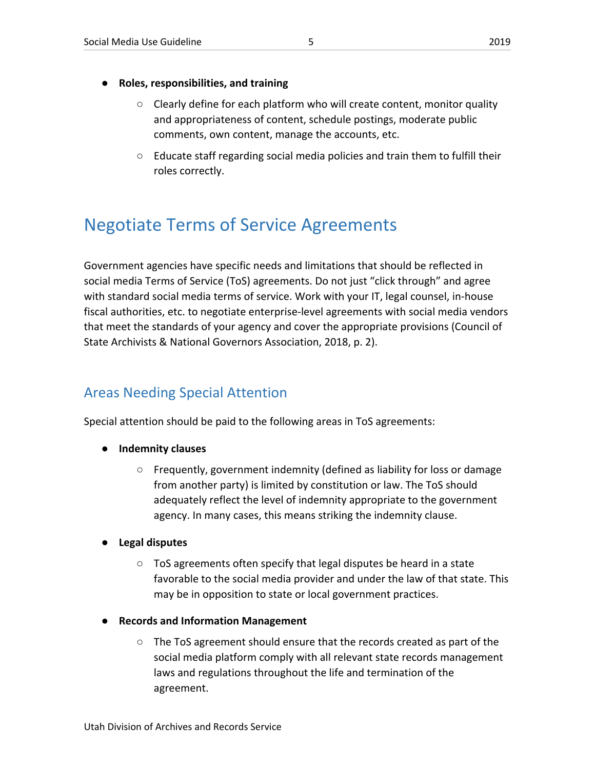- **Roles, responsibilities, and training**
    - Clearly define for each platform who will create content, monitor quality and appropriateness of content, schedule postings, moderate public comments, own content, manage the accounts, etc.
    - Educate staff regarding social media policies and train them to fulfill their roles correctly.

# Negotiate Terms of Service Agreements

Government agencies have specific needs and limitations that should be reflected in social media Terms of Service (ToS) agreements. Do not just "click through" and agree with standard social media terms of service. Work with your IT, legal counsel, in-house fiscal authorities, etc. to negotiate enterprise-level agreements with social media vendors that meet the standards of your agency and cover the appropriate provisions (Council of State Archivists & National Governors Association, 2018, p. 2).

## Areas Needing Special Attention

Special attention should be paid to the following areas in ToS agreements:

- **Indemnity clauses**
    - Frequently, government indemnity (defined as liability for loss or damage from another party) is limited by constitution or law. The ToS should adequately reflect the level of indemnity appropriate to the government agency. In many cases, this means striking the indemnity clause.
- **Legal disputes**
    - ToS agreements often specify that legal disputes be heard in a state favorable to the social media provider and under the law of that state. This may be in opposition to state or local government practices.
- **Records and Information Management**
    - The ToS agreement should ensure that the records created as part of the social media platform comply with all relevant state records management laws and regulations throughout the life and termination of the agreement.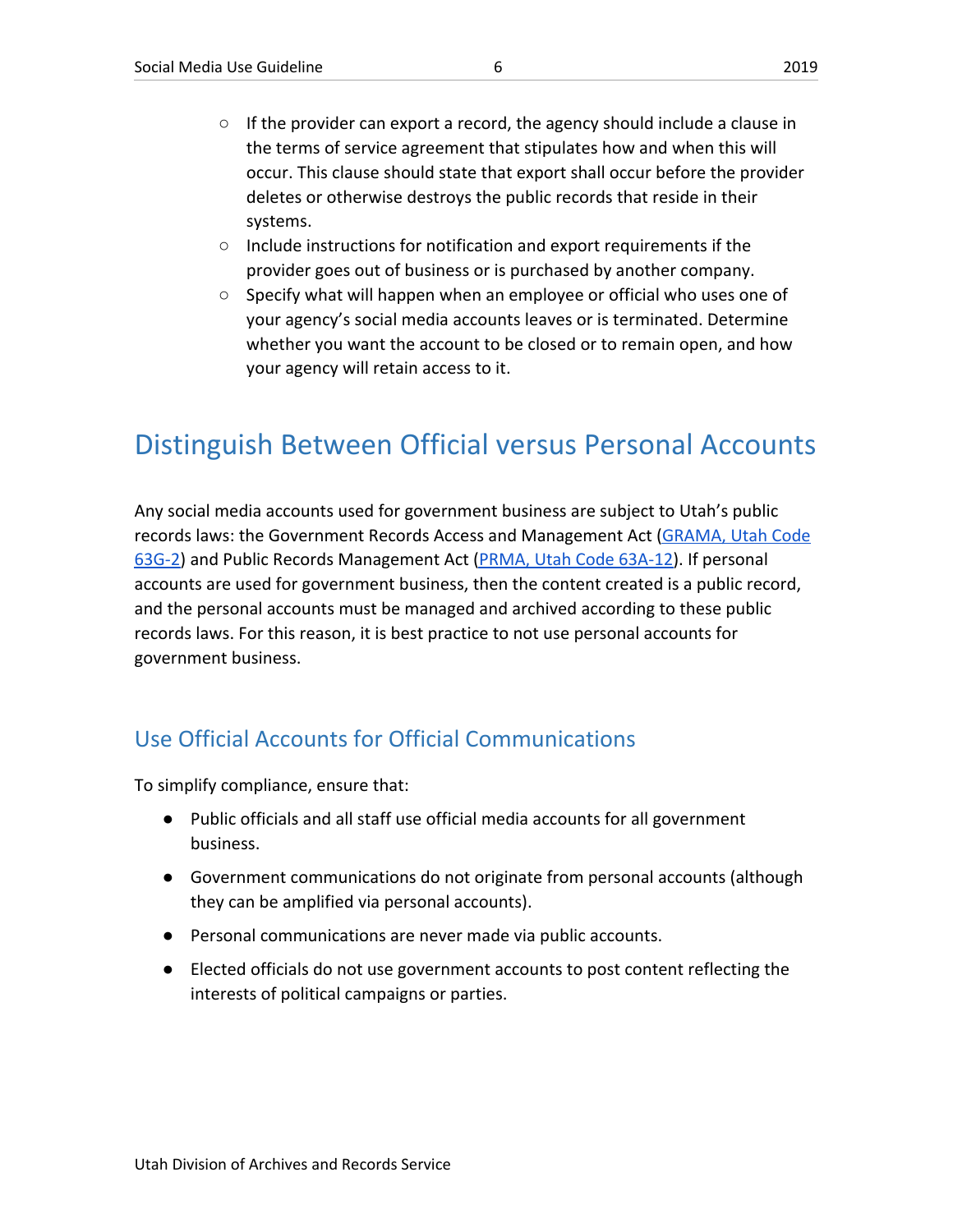- If the provider can export a record, the agency should include a clause in the terms of service agreement that stipulates how and when this will occur. This clause should state that export shall occur before the provider deletes or otherwise destroys the public records that reside in their systems.
  - Include instructions for notification and export requirements if the provider goes out of business or is purchased by another company.
  - Specify what will happen when an employee or official who uses one of your agency's social media accounts leaves or is terminated. Determine whether you want the account to be closed or to remain open, and how your agency will retain access to it.

# Distinguish Between Official versus Personal Accounts

Any social media accounts used for government business are subject to Utah's public records laws: the Government Records Access and Management Act (GRAMA, Utah Code 63G-2) and Public Records Management Act (PRMA, Utah Code 63A-12). If personal accounts are used for government business, then the content created is a public record, and the personal accounts must be managed and archived according to these public records laws. For this reason, it is best practice to not use personal accounts for government business.

## Use Official Accounts for Official Communications

To simplify compliance, ensure that:

- Public officials and all staff use official media accounts for all government business.
- Government communications do not originate from personal accounts (although they can be amplified via personal accounts).
- Personal communications are never made via public accounts.
- Elected officials do not use government accounts to post content reflecting the interests of political campaigns or parties.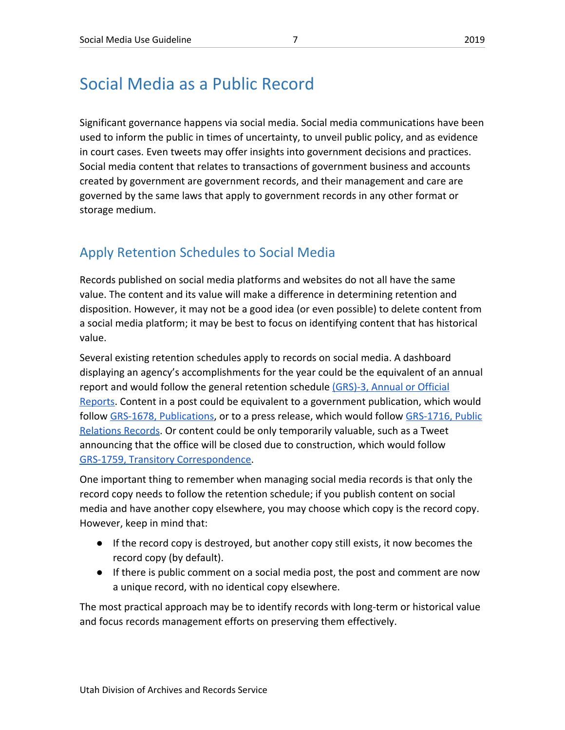# Social Media as a Public Record

Significant governance happens via social media. Social media communications have been used to inform the public in times of uncertainty, to unveil public policy, and as evidence in court cases. Even tweets may offer insights into government decisions and practices. Social media content that relates to transactions of government business and accounts created by government are government records, and their management and care are governed by the same laws that apply to government records in any other format or storage medium.

## Apply Retention Schedules to Social Media

Records published on social media platforms and websites do not all have the same value. The content and its value will make a difference in determining retention and disposition. However, it may not be a good idea (or even possible) to delete content from a social media platform; it may be best to focus on identifying content that has historical value.

Several existing retention schedules apply to records on social media. A dashboard displaying an agency's accomplishments for the year could be the equivalent of an annual report and would follow the general retention schedule (GRS)-3, Annual or Official Reports. Content in a post could be equivalent to a government publication, which would follow GRS-1678, Publications, or to a press release, which would follow GRS-1716, Public Relations Records. Or content could be only temporarily valuable, such as a Tweet announcing that the office will be closed due to construction, which would follow GRS-1759, Transitory Correspondence.

One important thing to remember when managing social media records is that only the record copy needs to follow the retention schedule; if you publish content on social media and have another copy elsewhere, you may choose which copy is the record copy. However, keep in mind that:

- If the record copy is destroyed, but another copy still exists, it now becomes the record copy (by default).
- If there is public comment on a social media post, the post and comment are now a unique record, with no identical copy elsewhere.

The most practical approach may be to identify records with long-term or historical value and focus records management efforts on preserving them effectively.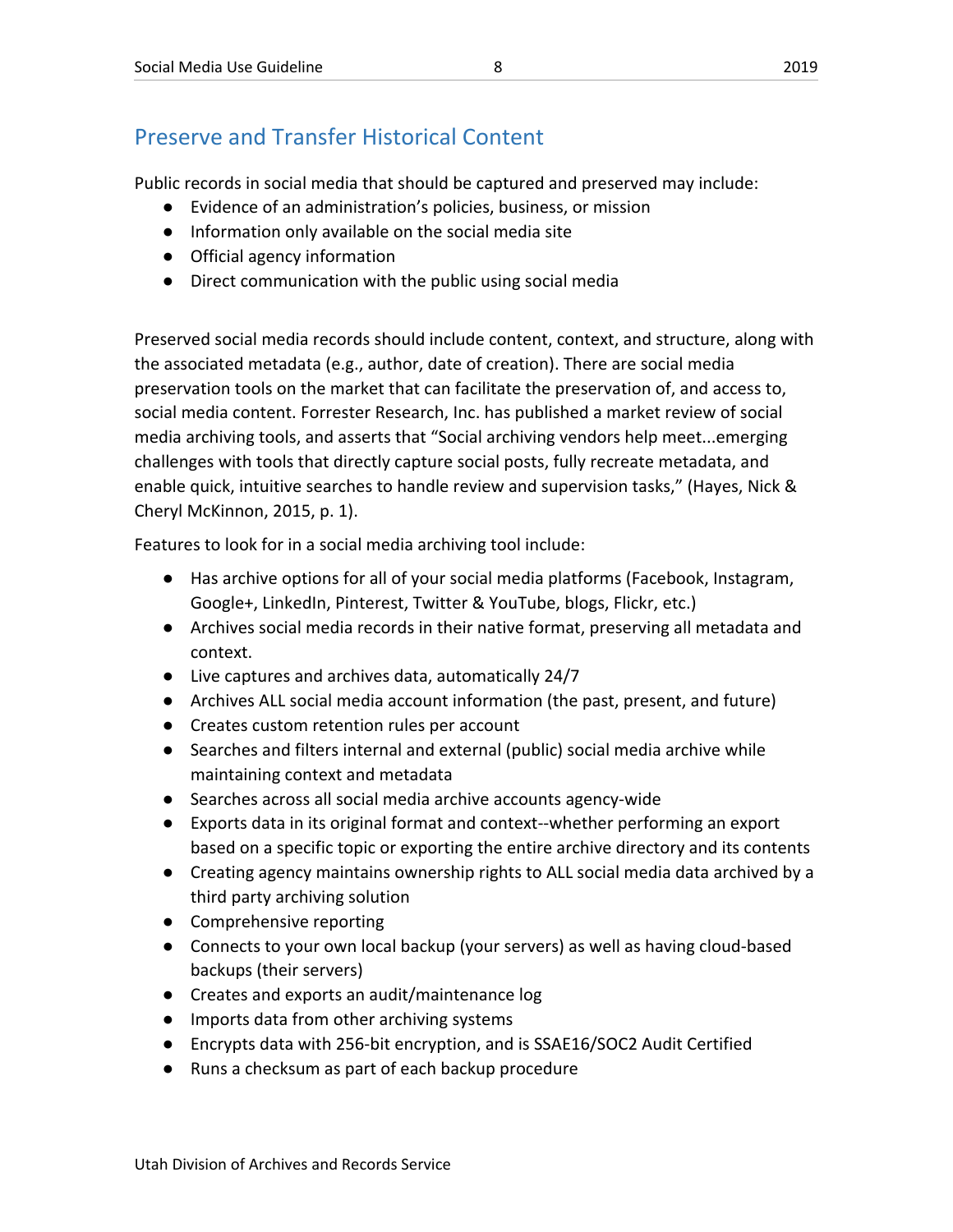## Preserve and Transfer Historical Content

Public records in social media that should be captured and preserved may include:

- Evidence of an administration's policies, business, or mission
- Information only available on the social media site
- Official agency information
- Direct communication with the public using social media

Preserved social media records should include content, context, and structure, along with the associated metadata (e.g., author, date of creation). There are social media preservation tools on the market that can facilitate the preservation of, and access to, social media content. Forrester Research, Inc. has published a market review of social media archiving tools, and asserts that "Social archiving vendors help meet...emerging challenges with tools that directly capture social posts, fully recreate metadata, and enable quick, intuitive searches to handle review and supervision tasks," (Hayes, Nick & Cheryl McKinnon, 2015, p. 1).

Features to look for in a social media archiving tool include:

- Has archive options for all of your social media platforms (Facebook, Instagram, Google+, LinkedIn, Pinterest, Twitter & YouTube, blogs, Flickr, etc.)
- Archives social media records in their native format, preserving all metadata and context.
- Live captures and archives data, automatically 24/7
- Archives ALL social media account information (the past, present, and future)
- Creates custom retention rules per account
- Searches and filters internal and external (public) social media archive while maintaining context and metadata
- Searches across all social media archive accounts agency-wide
- Exports data in its original format and context--whether performing an export based on a specific topic or exporting the entire archive directory and its contents
- Creating agency maintains ownership rights to ALL social media data archived by a third party archiving solution
- Comprehensive reporting
- Connects to your own local backup (your servers) as well as having cloud-based backups (their servers)
- Creates and exports an audit/maintenance log
- Imports data from other archiving systems
- Encrypts data with 256-bit encryption, and is SSAE16/SOC2 Audit Certified
- Runs a checksum as part of each backup procedure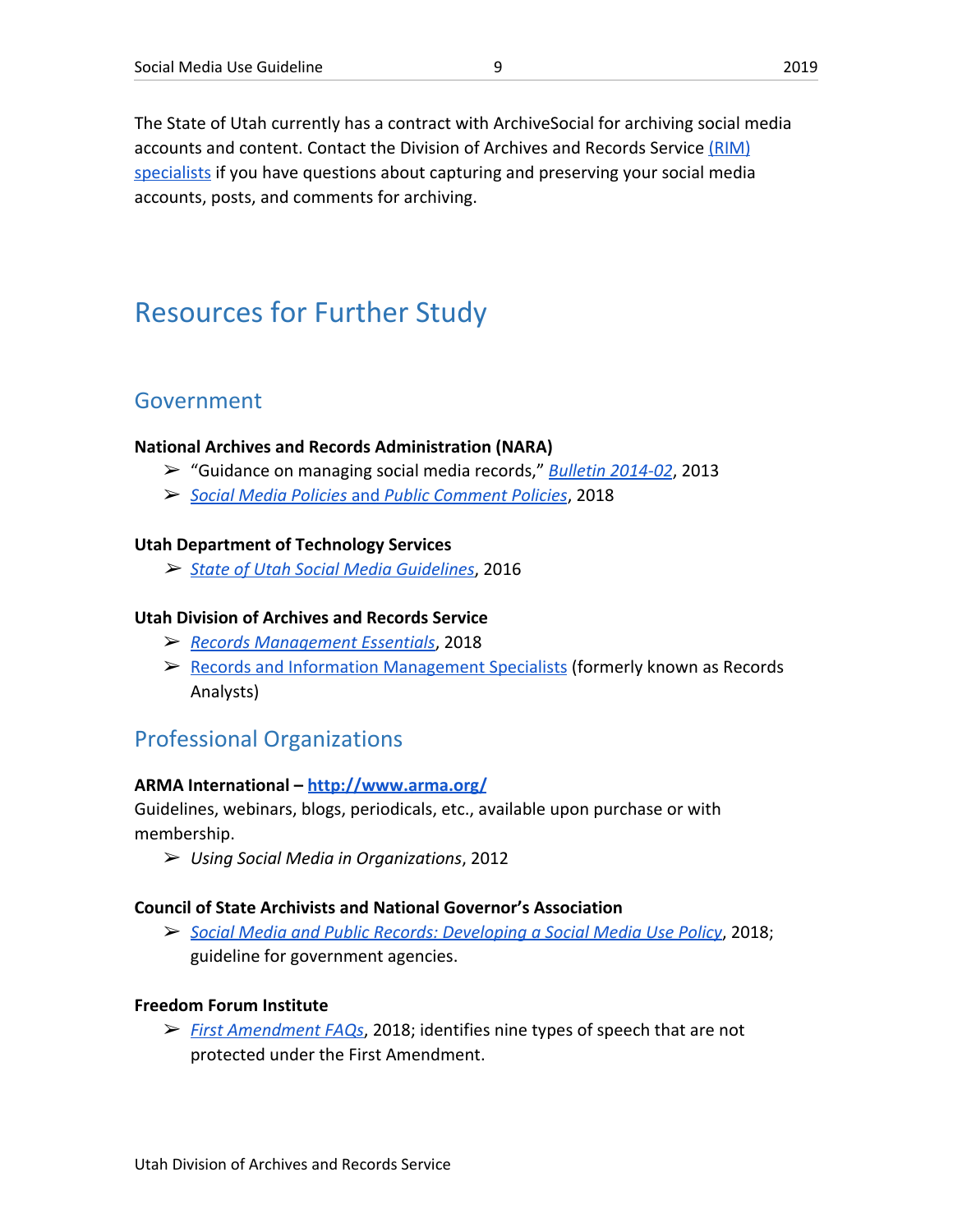The State of Utah currently has a contract with ArchiveSocial for archiving social media accounts and content. Contact the Division of Archives and Records Service (RIM) specialists if you have questions about capturing and preserving your social media accounts, posts, and comments for archiving.

# Resources for Further Study

## Government

**National Archives and Records Administration (NARA)**

- "Guidance on managing social media records," *Bulletin 2014-02*, 2013
- *Social Media Policies and Public Comment Policies*, 2018

**Utah Department of Technology Services**

- *State of Utah Social Media Guidelines*, 2016

**Utah Division of Archives and Records Service**

- *Records Management Essentials*, 2018
- Records and Information Management Specialists (formerly known as Records Analysts)

## Professional Organizations

**ARMA International – http://www.arma.org/**

Guidelines, webinars, blogs, periodicals, etc., available upon purchase or with membership.

- *Using Social Media in Organizations*, 2012

**Council of State Archivists and National Governor's Association**

- *Social Media and Public Records: Developing a Social Media Use Policy*, 2018; guideline for government agencies.

**Freedom Forum Institute**

- *First Amendment FAQs*, 2018; identifies nine types of speech that are not protected under the First Amendment.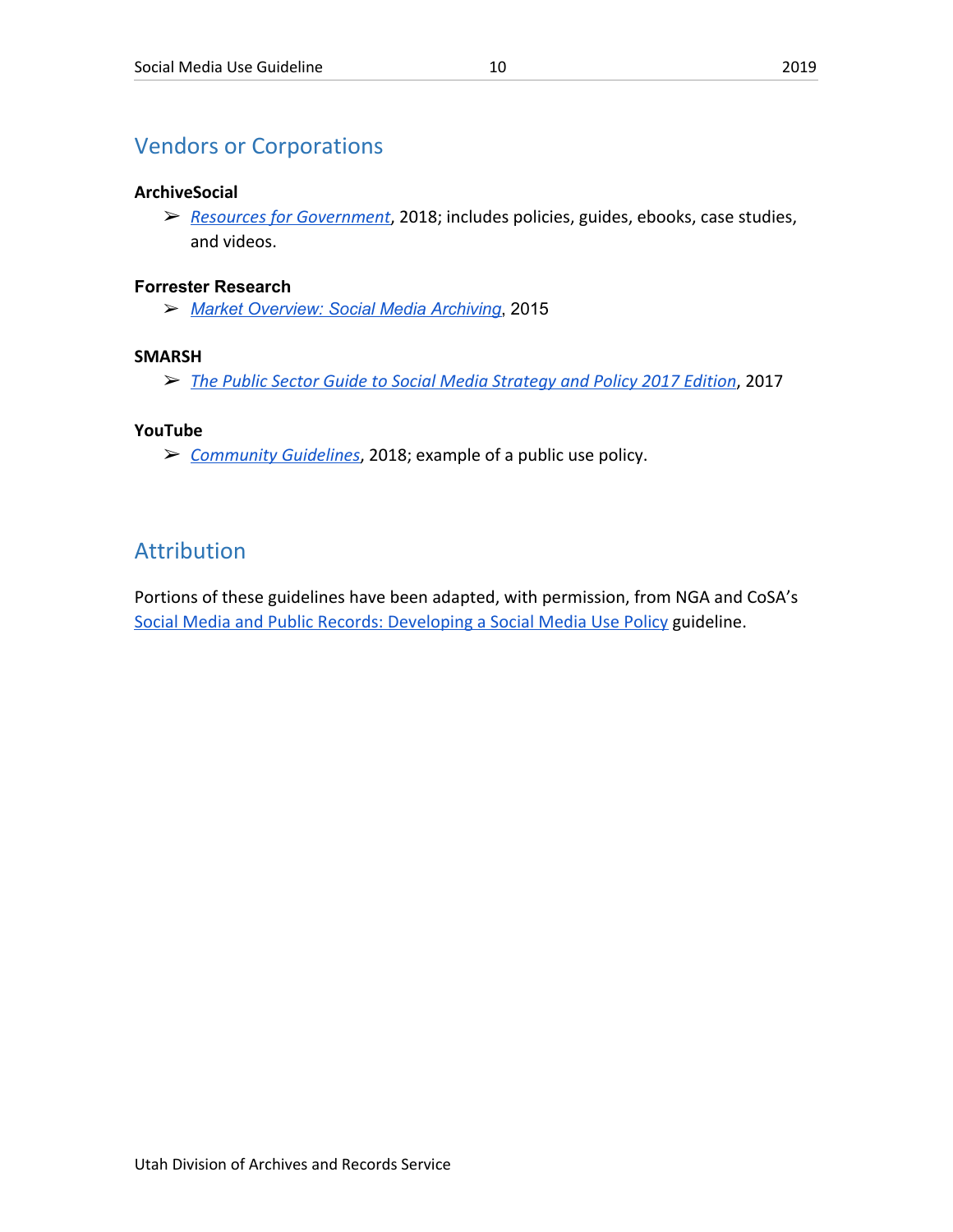## Vendors or Corporations

**ArchiveSocial**

- *Resources for Government*, 2018; includes policies, guides, ebooks, case studies, and videos.

**Forrester Research**

- *Market Overview: Social Media Archiving*, 2015

**SMARSH**

- *The Public Sector Guide to Social Media Strategy and Policy 2017 Edition*, 2017

**YouTube**

- *Community Guidelines*, 2018; example of a public use policy.

## Attribution

Portions of these guidelines have been adapted, with permission, from NGA and CoSA's Social Media and Public Records: Developing a Social Media Use Policy guideline.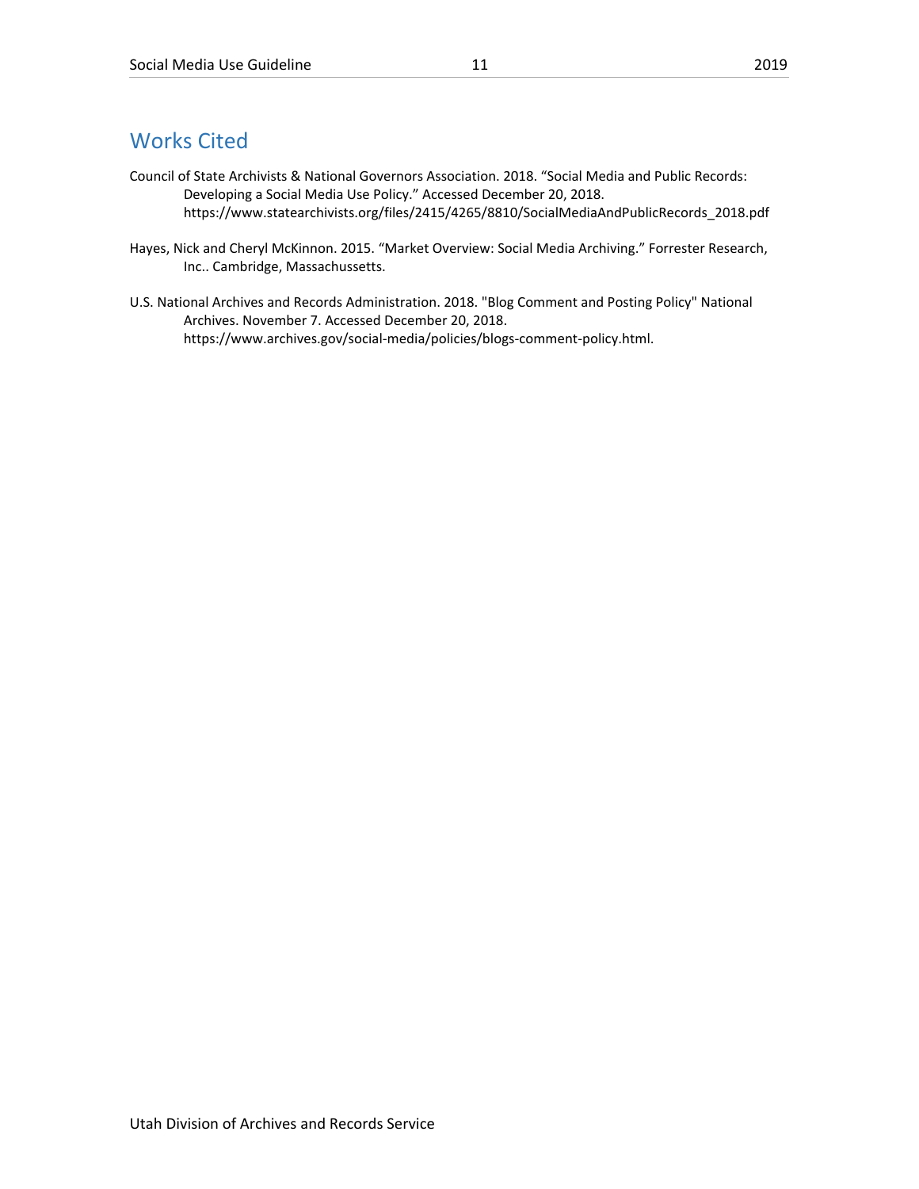## Works Cited

Council of State Archivists & National Governors Association. 2018. “Social Media and Public Records: Developing a Social Media Use Policy.” Accessed December 20, 2018. https://www.statearchivists.org/files/2415/4265/8810/SocialMediaAndPublicRecords_2018.pdf

Hayes, Nick and Cheryl McKinnon. 2015. “Market Overview: Social Media Archiving.” Forrester Research, Inc.. Cambridge, Massachussetts.

U.S. National Archives and Records Administration. 2018. "Blog Comment and Posting Policy" National Archives. November 7. Accessed December 20, 2018. https://www.archives.gov/social-media/policies/blogs-comment-policy.html.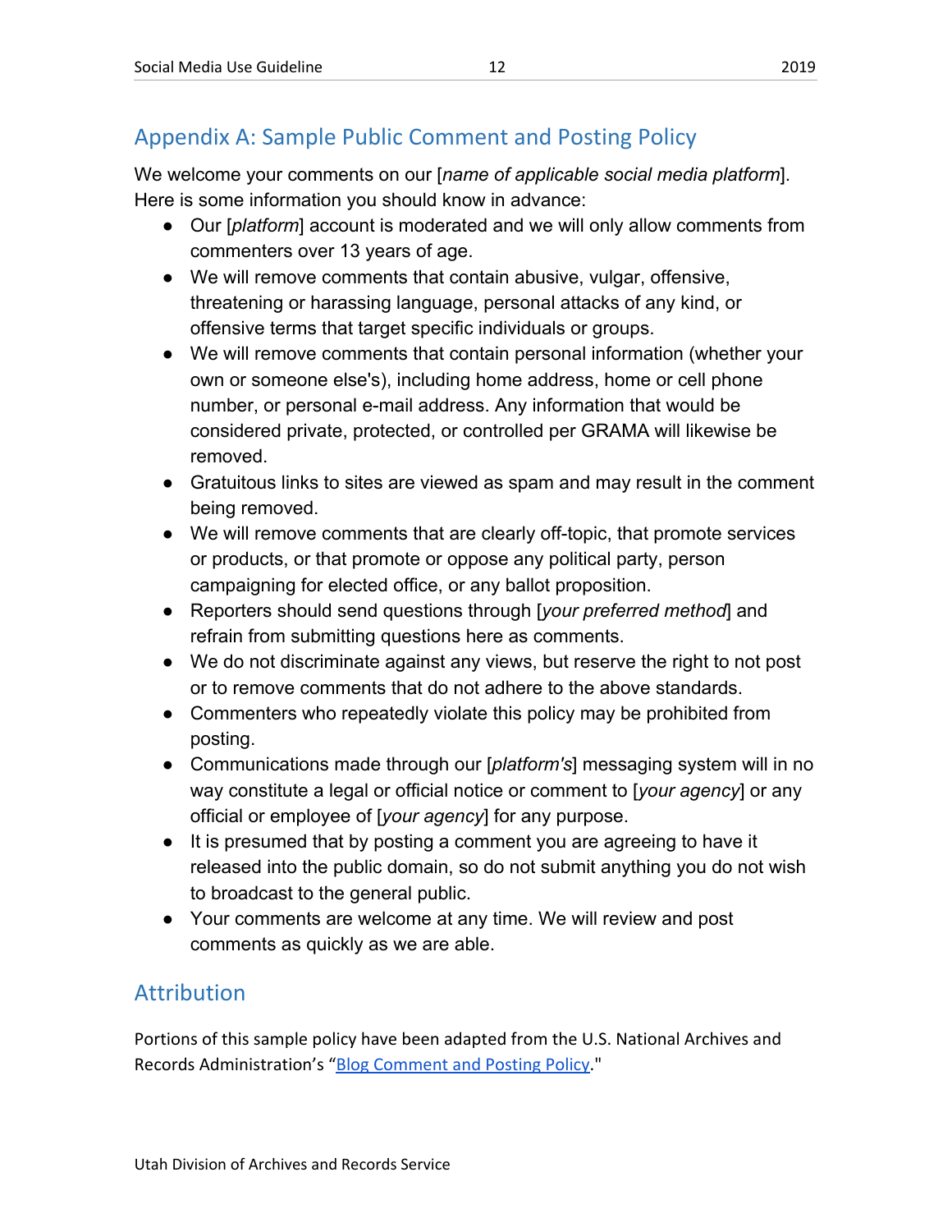## Appendix A: Sample Public Comment and Posting Policy

We welcome your comments on our [*name of applicable social media platform*]. Here is some information you should know in advance:

- Our [*platform*] account is moderated and we will only allow comments from commenters over 13 years of age.
- We will remove comments that contain abusive, vulgar, offensive, threatening or harassing language, personal attacks of any kind, or offensive terms that target specific individuals or groups.
- We will remove comments that contain personal information (whether your own or someone else's), including home address, home or cell phone number, or personal e-mail address. Any information that would be considered private, protected, or controlled per GRAMA will likewise be removed.
- Gratuitous links to sites are viewed as spam and may result in the comment being removed.
- We will remove comments that are clearly off-topic, that promote services or products, or that promote or oppose any political party, person campaigning for elected office, or any ballot proposition.
- Reporters should send questions through [*your preferred method*] and refrain from submitting questions here as comments.
- We do not discriminate against any views, but reserve the right to not post or to remove comments that do not adhere to the above standards.
- Commenters who repeatedly violate this policy may be prohibited from posting.
- Communications made through our [*platform's*] messaging system will in no way constitute a legal or official notice or comment to [*your agency*] or any official or employee of [*your agency*] for any purpose.
- It is presumed that by posting a comment you are agreeing to have it released into the public domain, so do not submit anything you do not wish to broadcast to the general public.
- Your comments are welcome at any time. We will review and post comments as quickly as we are able.

## Attribution

Portions of this sample policy have been adapted from the U.S. National Archives and Records Administration's "Blog Comment and Posting Policy."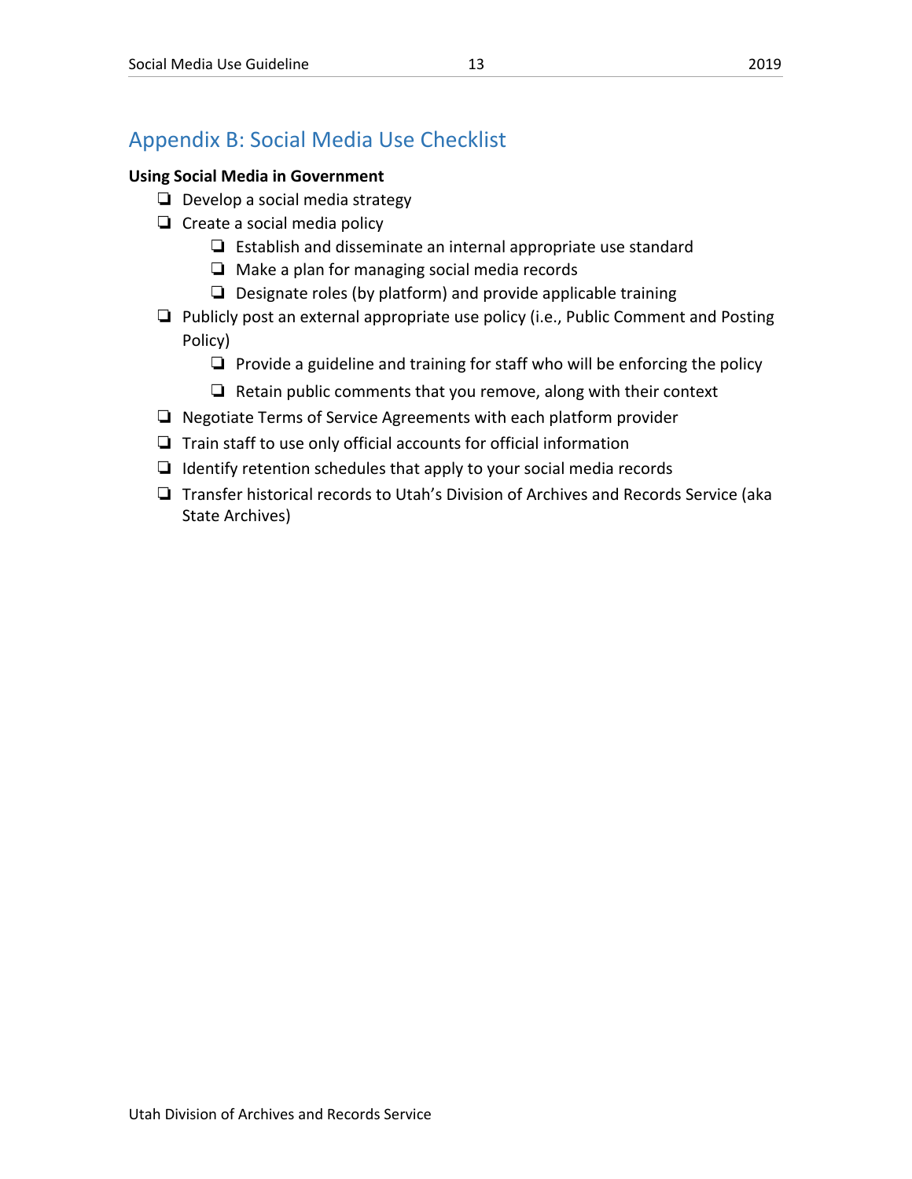## Appendix B: Social Media Use Checklist

**Using Social Media in Government**

- ❏ Develop a social media strategy
- ❏ Create a social media policy
    - ❏ Establish and disseminate an internal appropriate use standard
    - ❏ Make a plan for managing social media records
    - ❏ Designate roles (by platform) and provide applicable training
- ❏ Publicly post an external appropriate use policy (i.e., Public Comment and Posting Policy)
    - ❏ Provide a guideline and training for staff who will be enforcing the policy
    - ❏ Retain public comments that you remove, along with their context
- ❏ Negotiate Terms of Service Agreements with each platform provider
- ❏ Train staff to use only official accounts for official information
- ❏ Identify retention schedules that apply to your social media records
- ❏ Transfer historical records to Utah's Division of Archives and Records Service (aka State Archives)